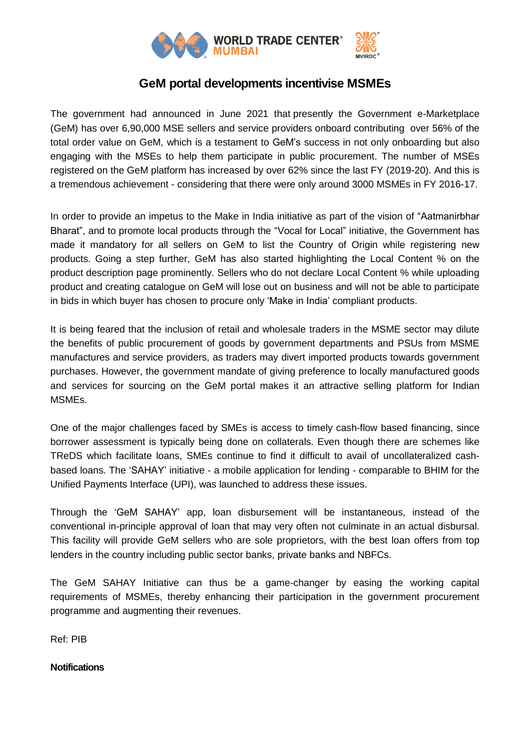# GeM portal developments incentivise MSMEs

The government had announced in June 2021 that presently the Government e-Marketplace (GeM) has over 6,90,000 MSE sellers and service providers onboard contributing over 56% of the total order value on GeM, which is a testament to GeM's success in not only onboarding but also engaging with the MSEs to help them participate in public procurement. The number of MSEs registered on the GeM platform has increased by over 62% since the last FY (2019-20). And this is a tremendous achievement - considering that there were only around 3000 MSMEs in FY 2016-17.

In order to provide an impetus to the Make in India initiative as part of the vision of "Aatmanirbhar Bharat", and to promote local products through the "Vocal for Local" initiative, the Government has made it mandatory for all sellers on GeM to list the Country of Origin while registering new products. Going a step further, GeM has also started highlighting the Local Content % on the product description page prominently. Sellers who do not declare Local Content % while uploading product and creating catalogue on GeM will lose out on business and will not be able to participate in bids in which buyer has chosen to procure only 'Make in India' compliant products.

It is being feared that the inclusion of retail and wholesale traders in the MSME sector may dilute the benefits of public procurement of goods by government departments and PSUs from MSME manufactures and service providers, as traders may divert imported products towards government purchases. However, the government mandate of giving preference to locally manufactured goods and services for sourcing on the GeM portal makes it an attractive selling platform for Indian MSMEs.

One of the major challenges faced by SMEs is access to timely cash-flow based financing, since borrower assessment is typically being done on collaterals. Even though there are schemes like TReDS which facilitate loans, SMEs continue to find it difficult to avail of uncollateralized cash-based loans. The 'SAHAY' initiative - a mobile application for lending - comparable to BHIM for the Unified Payments Interface (UPI), was launched to address these issues.

Through the 'GeM SAHAY' app, loan disbursement will be instantaneous, instead of the conventional in-principle approval of loan that may very often not culminate in an actual disbursal. This facility will provide GeM sellers who are sole proprietors, with the best loan offers from top lenders in the country including public sector banks, private banks and NBFCs.

The GeM SAHAY Initiative can thus be a game-changer by easing the working capital requirements of MSMEs, thereby enhancing their participation in the government procurement programme and augmenting their revenues.

Ref: PIB

**Notifications**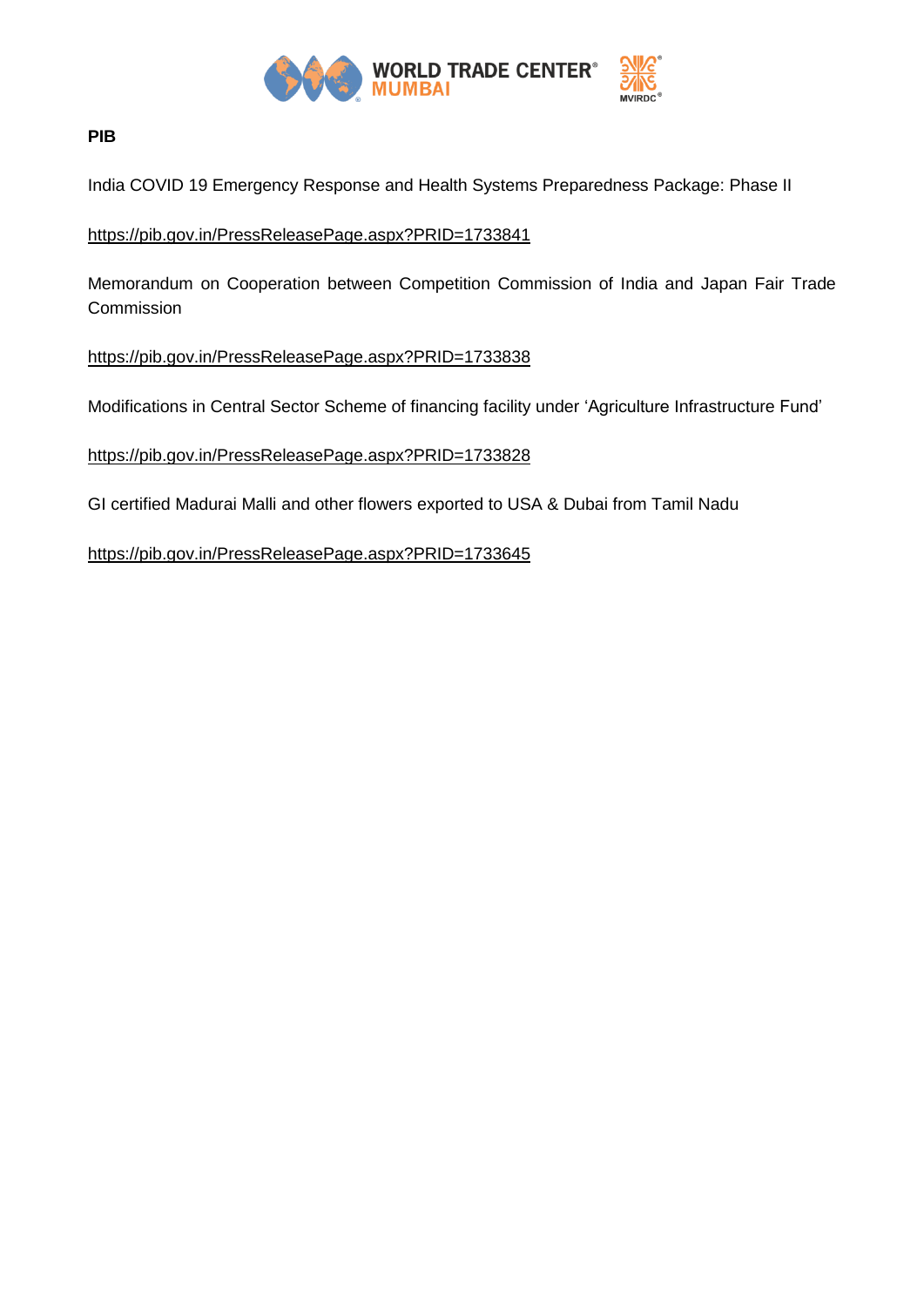**PIB**

India COVID 19 Emergency Response and Health Systems Preparedness Package: Phase II

https://pib.gov.in/PressReleasePage.aspx?PRID=1733841

Memorandum on Cooperation between Competition Commission of India and Japan Fair Trade Commission

https://pib.gov.in/PressReleasePage.aspx?PRID=1733838

Modifications in Central Sector Scheme of financing facility under 'Agriculture Infrastructure Fund'

https://pib.gov.in/PressReleasePage.aspx?PRID=1733828

GI certified Madurai Malli and other flowers exported to USA & Dubai from Tamil Nadu

https://pib.gov.in/PressReleasePage.aspx?PRID=1733645